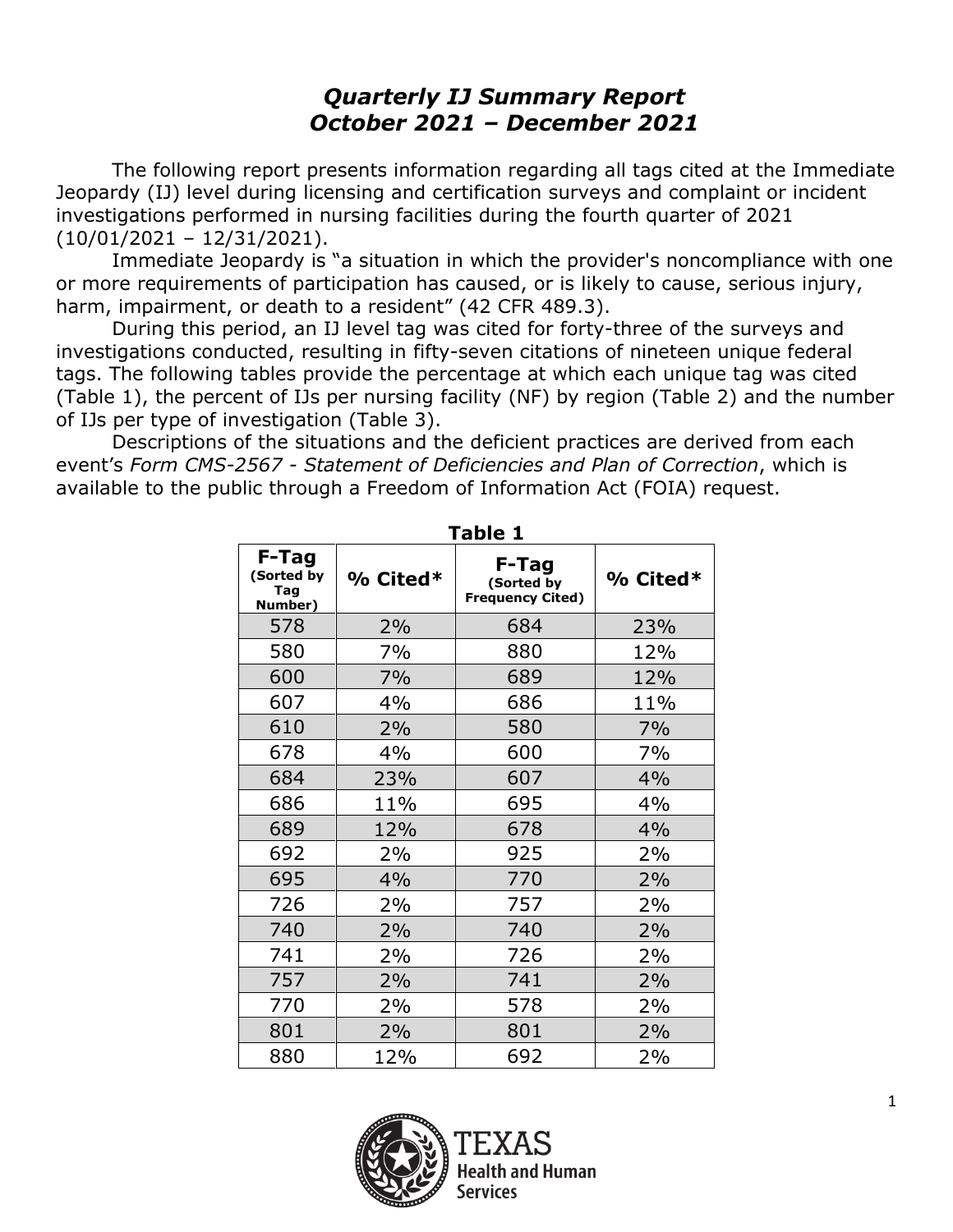# *Quarterly IJ Summary Report*
# *October 2021 – December 2021*

The following report presents information regarding all tags cited at the Immediate Jeopardy (IJ) level during licensing and certification surveys and complaint or incident investigations performed in nursing facilities during the fourth quarter of 2021 (10/01/2021 – 12/31/2021).

Immediate Jeopardy is "a situation in which the provider's noncompliance with one or more requirements of participation has caused, or is likely to cause, serious injury, harm, impairment, or death to a resident" (42 CFR 489.3).

During this period, an IJ level tag was cited for forty-three of the surveys and investigations conducted, resulting in fifty-seven citations of nineteen unique federal tags. The following tables provide the percentage at which each unique tag was cited (Table 1), the percent of IJs per nursing facility (NF) by region (Table 2) and the number of IJs per type of investigation (Table 3).

Descriptions of the situations and the deficient practices are derived from each event's *Form CMS-2567 - Statement of Deficiencies and Plan of Correction*, which is available to the public through a Freedom of Information Act (FOIA) request.

**Table 1**

| F-Tag (Sorted by Tag Number) | % Cited* | F-Tag (Sorted by Frequency Cited) | % Cited* |
|---|---|---|---|
| 578 | 2% | 684 | 23% |
| 580 | 7% | 880 | 12% |
| 600 | 7% | 689 | 12% |
| 607 | 4% | 686 | 11% |
| 610 | 2% | 580 | 7% |
| 678 | 4% | 600 | 7% |
| 684 | 23% | 607 | 4% |
| 686 | 11% | 695 | 4% |
| 689 | 12% | 678 | 4% |
| 692 | 2% | 925 | 2% |
| 695 | 4% | 770 | 2% |
| 726 | 2% | 757 | 2% |
| 740 | 2% | 740 | 2% |
| 741 | 2% | 726 | 2% |
| 757 | 2% | 741 | 2% |
| 770 | 2% | 578 | 2% |
| 801 | 2% | 801 | 2% |
| 880 | 12% | 692 | 2% |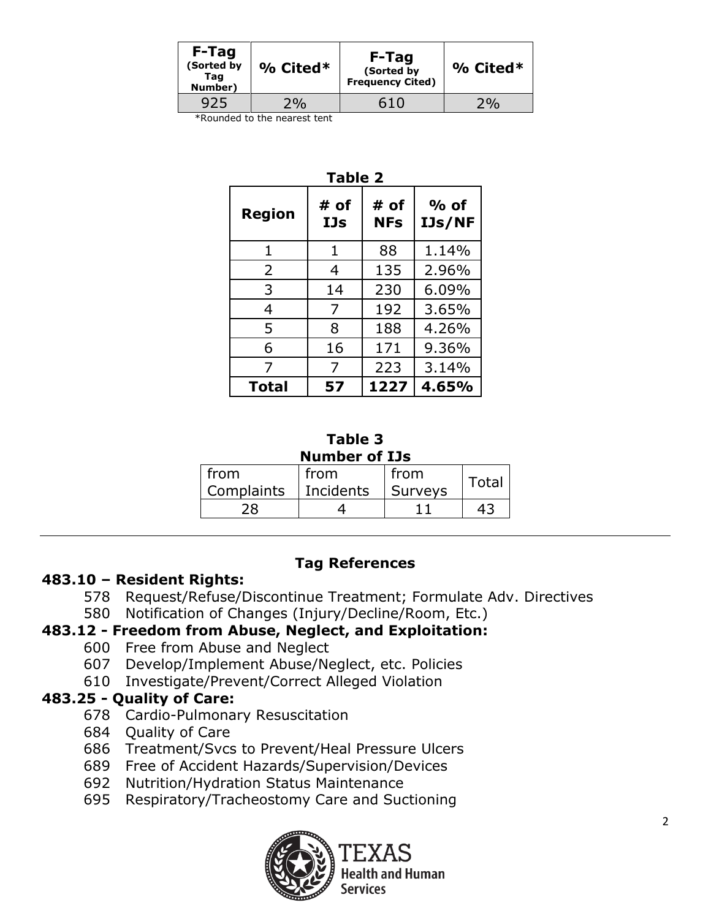| F-Tag (Sorted by Tag Number) | % Cited* | F-Tag (Sorted by Frequency Cited) | % Cited* |
|---|---|---|---|
| 925 | 2% | 610 | 2% |

*Rounded to the nearest tent

**Table 2**

| Region | # of IJs | # of NFs | % of IJs/NF |
|---|---|---|---|
| 1 | 1 | 88 | 1.14% |
| 2 | 4 | 135 | 2.96% |
| 3 | 14 | 230 | 6.09% |
| 4 | 7 | 192 | 3.65% |
| 5 | 8 | 188 | 4.26% |
| 6 | 16 | 171 | 9.36% |
| 7 | 7 | 223 | 3.14% |
| **Total** | **57** | **1227** | **4.65%** |

**Table 3**

**Number of IJs**

| from Complaints | from Incidents | from Surveys | Total |
|---|---|---|---|
| 28 | 4 | 11 | 43 |

---

## Tag References

### 483.10 – Resident Rights:

- 578 Request/Refuse/Discontinue Treatment; Formulate Adv. Directives
- 580 Notification of Changes (Injury/Decline/Room, Etc.)

### 483.12 - Freedom from Abuse, Neglect, and Exploitation:

- 600 Free from Abuse and Neglect
- 607 Develop/Implement Abuse/Neglect, etc. Policies
- 610 Investigate/Prevent/Correct Alleged Violation

### 483.25 - Quality of Care:

- 678 Cardio-Pulmonary Resuscitation
- 684 Quality of Care
- 686 Treatment/Svcs to Prevent/Heal Pressure Ulcers
- 689 Free of Accident Hazards/Supervision/Devices
- 692 Nutrition/Hydration Status Maintenance
- 695 Respiratory/Tracheostomy Care and Suctioning

TEXAS Health and Human Services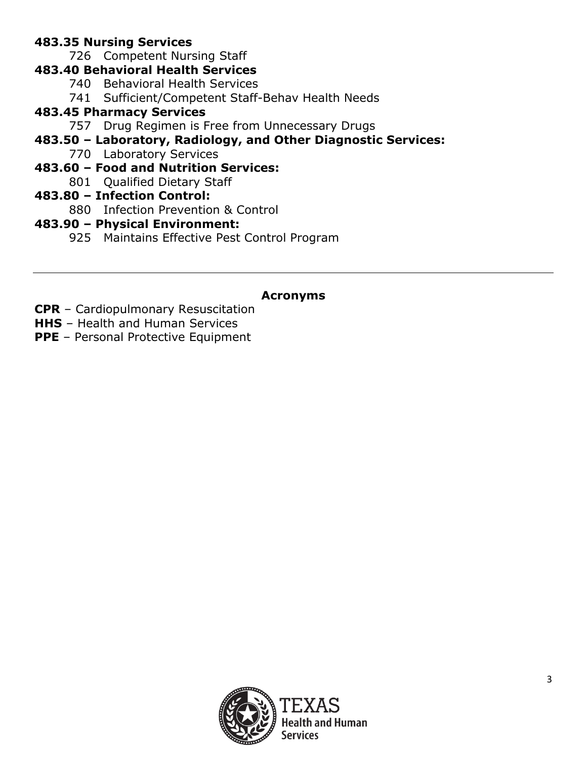**483.35 Nursing Services**

726 Competent Nursing Staff

**483.40 Behavioral Health Services**

740 Behavioral Health Services

741 Sufficient/Competent Staff-Behav Health Needs

**483.45 Pharmacy Services**

757 Drug Regimen is Free from Unnecessary Drugs

**483.50 – Laboratory, Radiology, and Other Diagnostic Services:**

770 Laboratory Services

**483.60 – Food and Nutrition Services:**

801 Qualified Dietary Staff

**483.80 – Infection Control:**

880 Infection Prevention & Control

**483.90 – Physical Environment:**

925 Maintains Effective Pest Control Program

---

## Acronyms

**CPR** – Cardiopulmonary Resuscitation
**HHS** – Health and Human Services
**PPE** – Personal Protective Equipment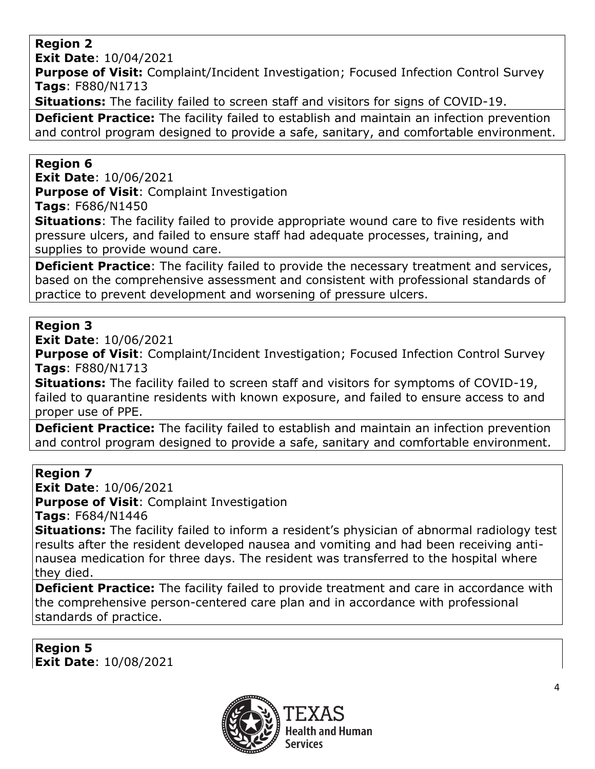**Region 2**
**Exit Date**: 10/04/2021
**Purpose of Visit:** Complaint/Incident Investigation; Focused Infection Control Survey
**Tags**: F880/N1713
**Situations:** The facility failed to screen staff and visitors for signs of COVID-19.

**Deficient Practice:** The facility failed to establish and maintain an infection prevention and control program designed to provide a safe, sanitary, and comfortable environment.

**Region 6**
**Exit Date**: 10/06/2021
**Purpose of Visit**: Complaint Investigation
**Tags**: F686/N1450
**Situations**: The facility failed to provide appropriate wound care to five residents with pressure ulcers, and failed to ensure staff had adequate processes, training, and supplies to provide wound care.

**Deficient Practice**: The facility failed to provide the necessary treatment and services, based on the comprehensive assessment and consistent with professional standards of practice to prevent development and worsening of pressure ulcers.

**Region 3**
**Exit Date**: 10/06/2021
**Purpose of Visit**: Complaint/Incident Investigation; Focused Infection Control Survey
**Tags**: F880/N1713
**Situations:** The facility failed to screen staff and visitors for symptoms of COVID-19, failed to quarantine residents with known exposure, and failed to ensure access to and proper use of PPE.

**Deficient Practice:** The facility failed to establish and maintain an infection prevention and control program designed to provide a safe, sanitary and comfortable environment.

**Region 7**
**Exit Date**: 10/06/2021
**Purpose of Visit**: Complaint Investigation
**Tags**: F684/N1446
**Situations:** The facility failed to inform a resident's physician of abnormal radiology test results after the resident developed nausea and vomiting and had been receiving anti-nausea medication for three days. The resident was transferred to the hospital where they died.

**Deficient Practice:** The facility failed to provide treatment and care in accordance with the comprehensive person-centered care plan and in accordance with professional standards of practice.

**Region 5**
**Exit Date**: 10/08/2021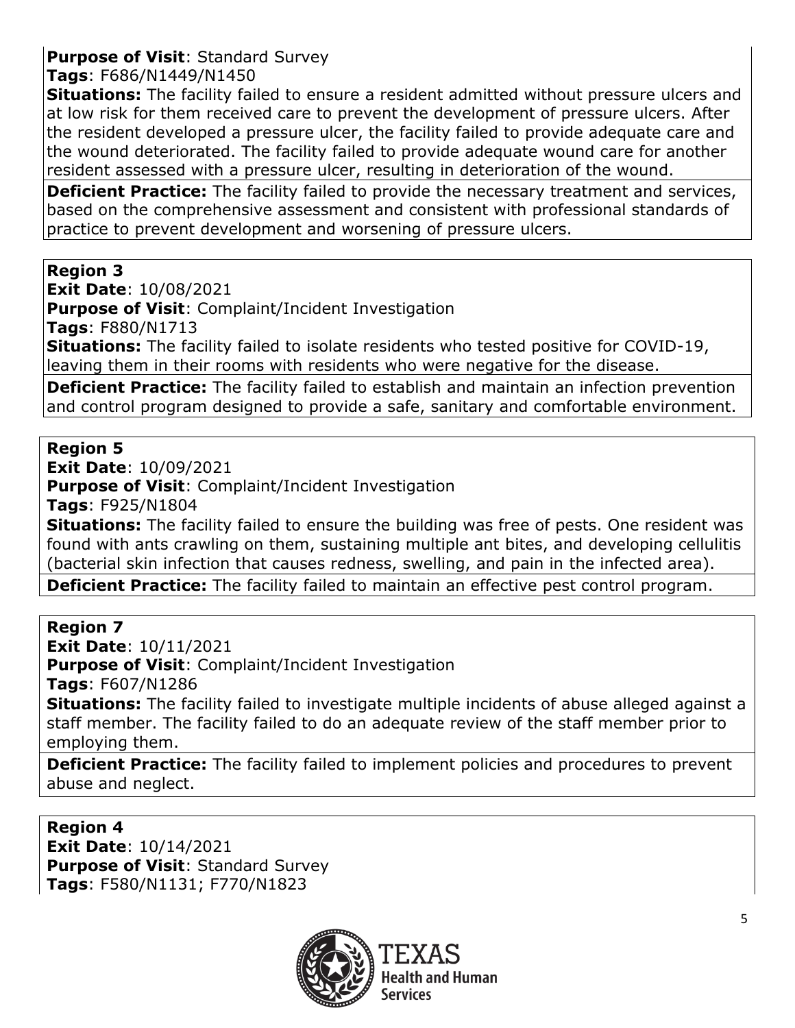**Purpose of Visit**: Standard Survey
**Tags**: F686/N1449/N1450
**Situations:** The facility failed to ensure a resident admitted without pressure ulcers and at low risk for them received care to prevent the development of pressure ulcers. After the resident developed a pressure ulcer, the facility failed to provide adequate care and the wound deteriorated. The facility failed to provide adequate wound care for another resident assessed with a pressure ulcer, resulting in deterioration of the wound.
**Deficient Practice:** The facility failed to provide the necessary treatment and services, based on the comprehensive assessment and consistent with professional standards of practice to prevent development and worsening of pressure ulcers.

**Region 3**
**Exit Date**: 10/08/2021
**Purpose of Visit**: Complaint/Incident Investigation
**Tags**: F880/N1713
**Situations:** The facility failed to isolate residents who tested positive for COVID-19, leaving them in their rooms with residents who were negative for the disease.
**Deficient Practice:** The facility failed to establish and maintain an infection prevention and control program designed to provide a safe, sanitary and comfortable environment.

**Region 5**
**Exit Date**: 10/09/2021
**Purpose of Visit**: Complaint/Incident Investigation
**Tags**: F925/N1804
**Situations:** The facility failed to ensure the building was free of pests. One resident was found with ants crawling on them, sustaining multiple ant bites, and developing cellulitis (bacterial skin infection that causes redness, swelling, and pain in the infected area).
**Deficient Practice:** The facility failed to maintain an effective pest control program.

**Region 7**
**Exit Date**: 10/11/2021
**Purpose of Visit**: Complaint/Incident Investigation
**Tags**: F607/N1286
**Situations:** The facility failed to investigate multiple incidents of abuse alleged against a staff member. The facility failed to do an adequate review of the staff member prior to employing them.
**Deficient Practice:** The facility failed to implement policies and procedures to prevent abuse and neglect.

**Region 4**
**Exit Date**: 10/14/2021
**Purpose of Visit**: Standard Survey
**Tags**: F580/N1131; F770/N1823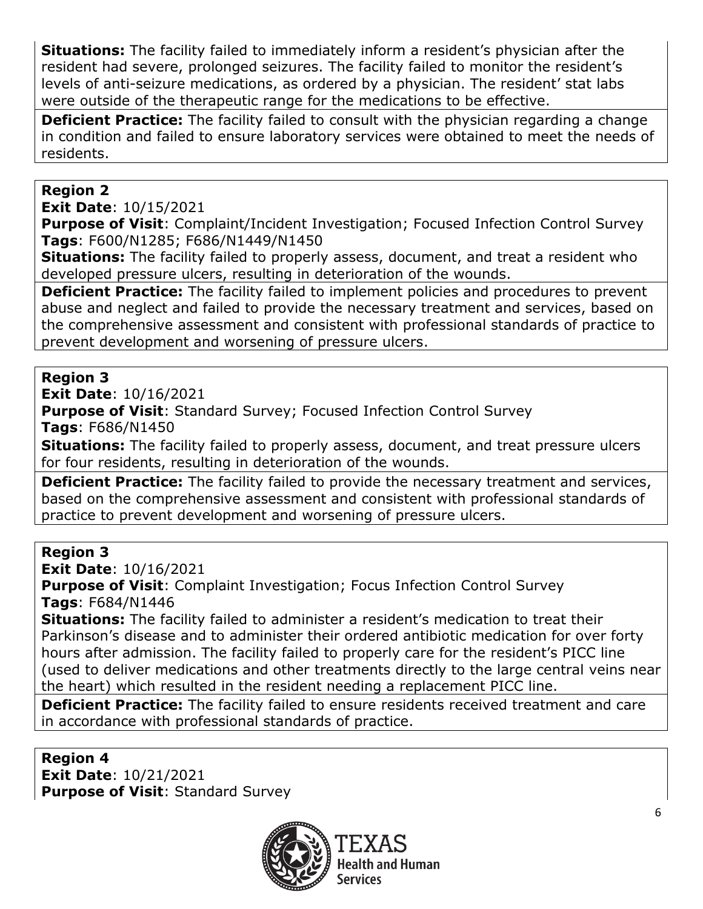**Situations:** The facility failed to immediately inform a resident's physician after the resident had severe, prolonged seizures. The facility failed to monitor the resident's levels of anti-seizure medications, as ordered by a physician. The resident' stat labs were outside of the therapeutic range for the medications to be effective.

**Deficient Practice:** The facility failed to consult with the physician regarding a change in condition and failed to ensure laboratory services were obtained to meet the needs of residents.

**Region 2**
**Exit Date**: 10/15/2021
**Purpose of Visit**: Complaint/Incident Investigation; Focused Infection Control Survey
**Tags**: F600/N1285; F686/N1449/N1450
**Situations:** The facility failed to properly assess, document, and treat a resident who developed pressure ulcers, resulting in deterioration of the wounds.

**Deficient Practice:** The facility failed to implement policies and procedures to prevent abuse and neglect and failed to provide the necessary treatment and services, based on the comprehensive assessment and consistent with professional standards of practice to prevent development and worsening of pressure ulcers.

**Region 3**
**Exit Date**: 10/16/2021
**Purpose of Visit**: Standard Survey; Focused Infection Control Survey
**Tags**: F686/N1450
**Situations:** The facility failed to properly assess, document, and treat pressure ulcers for four residents, resulting in deterioration of the wounds.

**Deficient Practice:** The facility failed to provide the necessary treatment and services, based on the comprehensive assessment and consistent with professional standards of practice to prevent development and worsening of pressure ulcers.

**Region 3**
**Exit Date**: 10/16/2021
**Purpose of Visit**: Complaint Investigation; Focus Infection Control Survey
**Tags**: F684/N1446
**Situations:** The facility failed to administer a resident's medication to treat their Parkinson's disease and to administer their ordered antibiotic medication for over forty hours after admission. The facility failed to properly care for the resident's PICC line (used to deliver medications and other treatments directly to the large central veins near the heart) which resulted in the resident needing a replacement PICC line.

**Deficient Practice:** The facility failed to ensure residents received treatment and care in accordance with professional standards of practice.

**Region 4**
**Exit Date**: 10/21/2021
**Purpose of Visit**: Standard Survey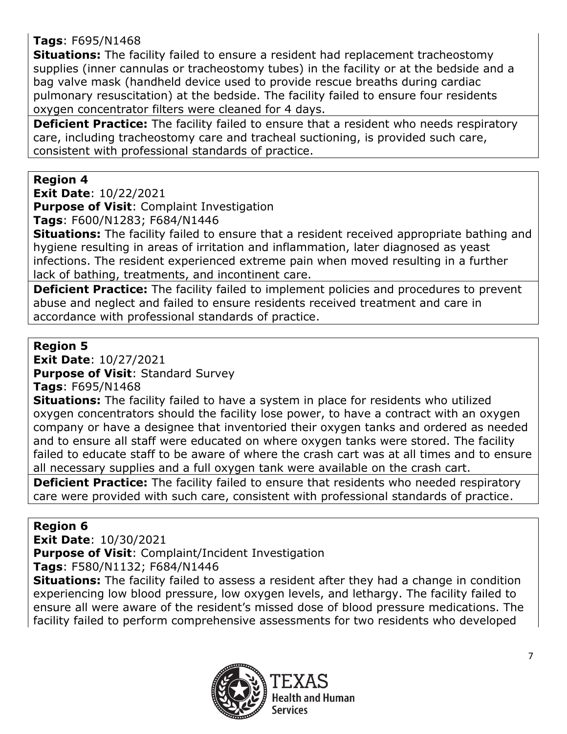**Tags**: F695/N1468

**Situations:** The facility failed to ensure a resident had replacement tracheostomy supplies (inner cannulas or tracheostomy tubes) in the facility or at the bedside and a bag valve mask (handheld device used to provide rescue breaths during cardiac pulmonary resuscitation) at the bedside. The facility failed to ensure four residents oxygen concentrator filters were cleaned for 4 days.

**Deficient Practice:** The facility failed to ensure that a resident who needs respiratory care, including tracheostomy care and tracheal suctioning, is provided such care, consistent with professional standards of practice.

**Region 4**

**Exit Date**: 10/22/2021

**Purpose of Visit**: Complaint Investigation

**Tags**: F600/N1283; F684/N1446

**Situations:** The facility failed to ensure that a resident received appropriate bathing and hygiene resulting in areas of irritation and inflammation, later diagnosed as yeast infections. The resident experienced extreme pain when moved resulting in a further lack of bathing, treatments, and incontinent care.

**Deficient Practice:** The facility failed to implement policies and procedures to prevent abuse and neglect and failed to ensure residents received treatment and care in accordance with professional standards of practice.

**Region 5**

**Exit Date**: 10/27/2021

**Purpose of Visit**: Standard Survey

**Tags**: F695/N1468

**Situations:** The facility failed to have a system in place for residents who utilized oxygen concentrators should the facility lose power, to have a contract with an oxygen company or have a designee that inventoried their oxygen tanks and ordered as needed and to ensure all staff were educated on where oxygen tanks were stored. The facility failed to educate staff to be aware of where the crash cart was at all times and to ensure all necessary supplies and a full oxygen tank were available on the crash cart.

**Deficient Practice:** The facility failed to ensure that residents who needed respiratory care were provided with such care, consistent with professional standards of practice.

**Region 6**

**Exit Date**: 10/30/2021

**Purpose of Visit**: Complaint/Incident Investigation

**Tags**: F580/N1132; F684/N1446

**Situations:** The facility failed to assess a resident after they had a change in condition experiencing low blood pressure, low oxygen levels, and lethargy. The facility failed to ensure all were aware of the resident's missed dose of blood pressure medications. The facility failed to perform comprehensive assessments for two residents who developed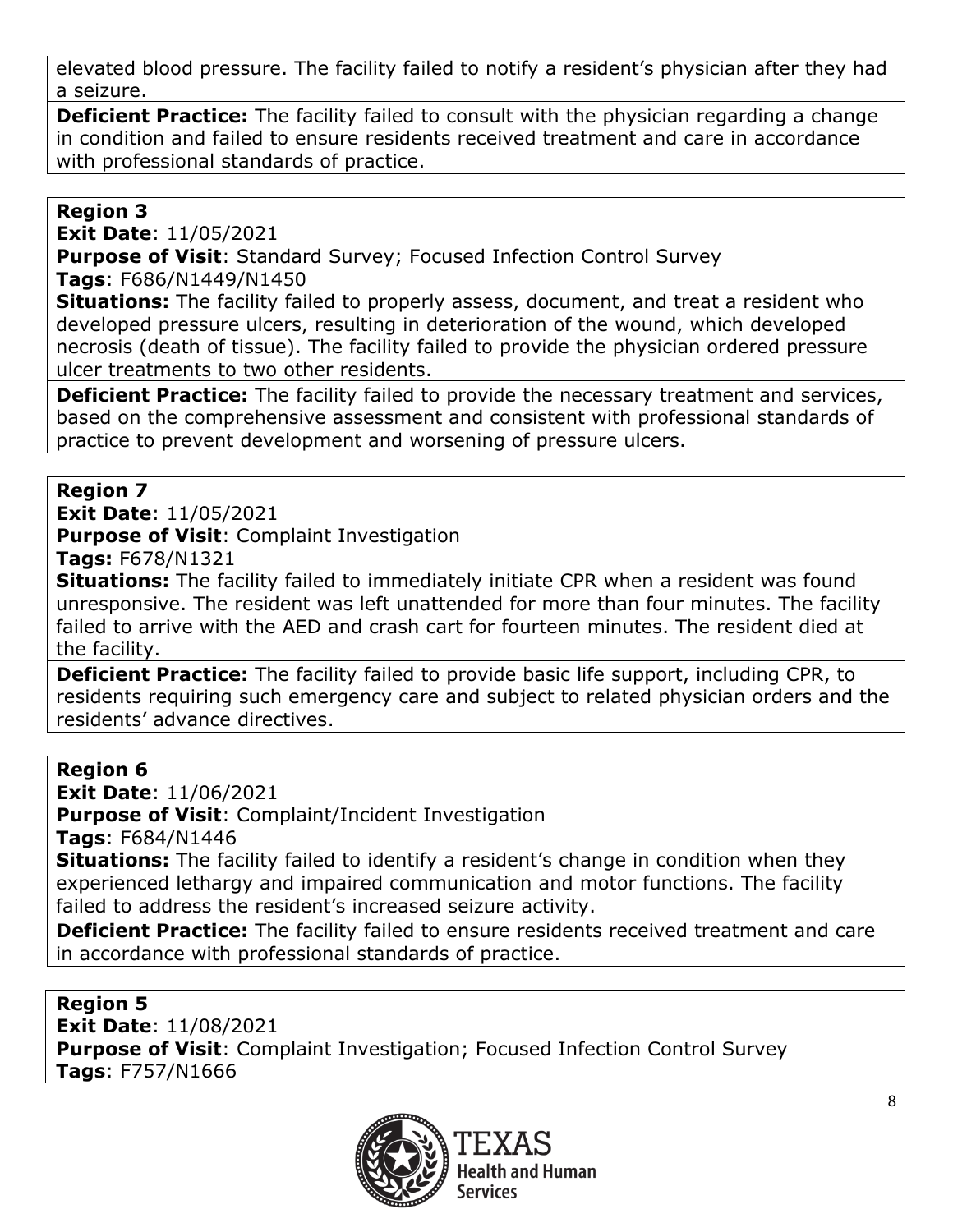elevated blood pressure. The facility failed to notify a resident's physician after they had a seizure.

**Deficient Practice:** The facility failed to consult with the physician regarding a change in condition and failed to ensure residents received treatment and care in accordance with professional standards of practice.

**Region 3**
**Exit Date**: 11/05/2021
**Purpose of Visit**: Standard Survey; Focused Infection Control Survey
**Tags**: F686/N1449/N1450
**Situations:** The facility failed to properly assess, document, and treat a resident who developed pressure ulcers, resulting in deterioration of the wound, which developed necrosis (death of tissue). The facility failed to provide the physician ordered pressure ulcer treatments to two other residents.

**Deficient Practice:** The facility failed to provide the necessary treatment and services, based on the comprehensive assessment and consistent with professional standards of practice to prevent development and worsening of pressure ulcers.

**Region 7**
**Exit Date**: 11/05/2021
**Purpose of Visit**: Complaint Investigation
**Tags:** F678/N1321
**Situations:** The facility failed to immediately initiate CPR when a resident was found unresponsive. The resident was left unattended for more than four minutes. The facility failed to arrive with the AED and crash cart for fourteen minutes. The resident died at the facility.

**Deficient Practice:** The facility failed to provide basic life support, including CPR, to residents requiring such emergency care and subject to related physician orders and the residents' advance directives.

**Region 6**
**Exit Date**: 11/06/2021
**Purpose of Visit**: Complaint/Incident Investigation
**Tags**: F684/N1446
**Situations:** The facility failed to identify a resident's change in condition when they experienced lethargy and impaired communication and motor functions. The facility failed to address the resident's increased seizure activity.

**Deficient Practice:** The facility failed to ensure residents received treatment and care in accordance with professional standards of practice.

**Region 5**
**Exit Date**: 11/08/2021
**Purpose of Visit**: Complaint Investigation; Focused Infection Control Survey
**Tags**: F757/N1666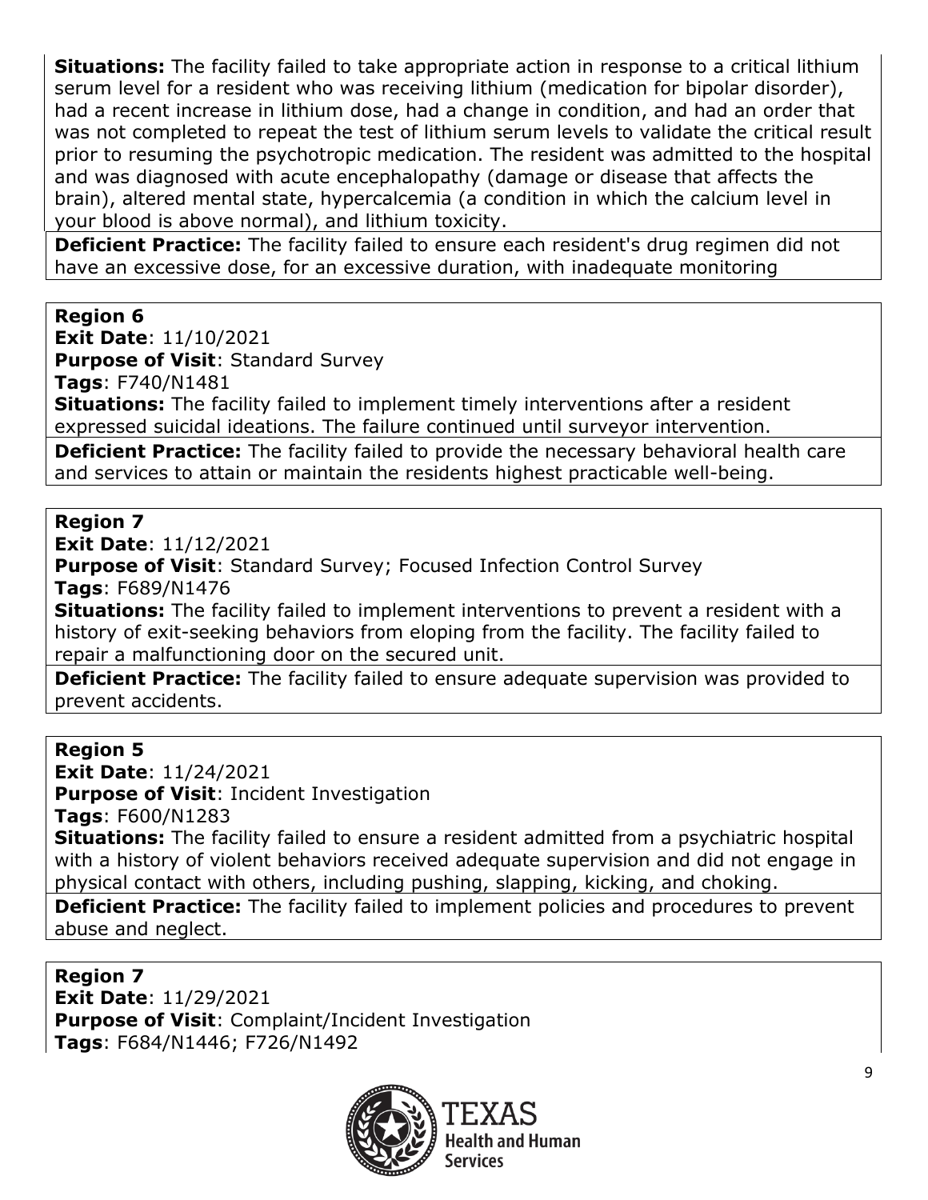**Situations:** The facility failed to take appropriate action in response to a critical lithium serum level for a resident who was receiving lithium (medication for bipolar disorder), had a recent increase in lithium dose, had a change in condition, and had an order that was not completed to repeat the test of lithium serum levels to validate the critical result prior to resuming the psychotropic medication. The resident was admitted to the hospital and was diagnosed with acute encephalopathy (damage or disease that affects the brain), altered mental state, hypercalcemia (a condition in which the calcium level in your blood is above normal), and lithium toxicity.

**Deficient Practice:** The facility failed to ensure each resident's drug regimen did not have an excessive dose, for an excessive duration, with inadequate monitoring

**Region 6**
**Exit Date**: 11/10/2021
**Purpose of Visit**: Standard Survey
**Tags**: F740/N1481
**Situations:** The facility failed to implement timely interventions after a resident expressed suicidal ideations. The failure continued until surveyor intervention.

**Deficient Practice:** The facility failed to provide the necessary behavioral health care and services to attain or maintain the residents highest practicable well-being.

**Region 7**
**Exit Date**: 11/12/2021
**Purpose of Visit**: Standard Survey; Focused Infection Control Survey
**Tags**: F689/N1476
**Situations:** The facility failed to implement interventions to prevent a resident with a history of exit-seeking behaviors from eloping from the facility. The facility failed to repair a malfunctioning door on the secured unit.

**Deficient Practice:** The facility failed to ensure adequate supervision was provided to prevent accidents.

**Region 5**
**Exit Date**: 11/24/2021
**Purpose of Visit**: Incident Investigation
**Tags**: F600/N1283
**Situations:** The facility failed to ensure a resident admitted from a psychiatric hospital with a history of violent behaviors received adequate supervision and did not engage in physical contact with others, including pushing, slapping, kicking, and choking.

**Deficient Practice:** The facility failed to implement policies and procedures to prevent abuse and neglect.

**Region 7**
**Exit Date**: 11/29/2021
**Purpose of Visit**: Complaint/Incident Investigation
**Tags**: F684/N1446; F726/N1492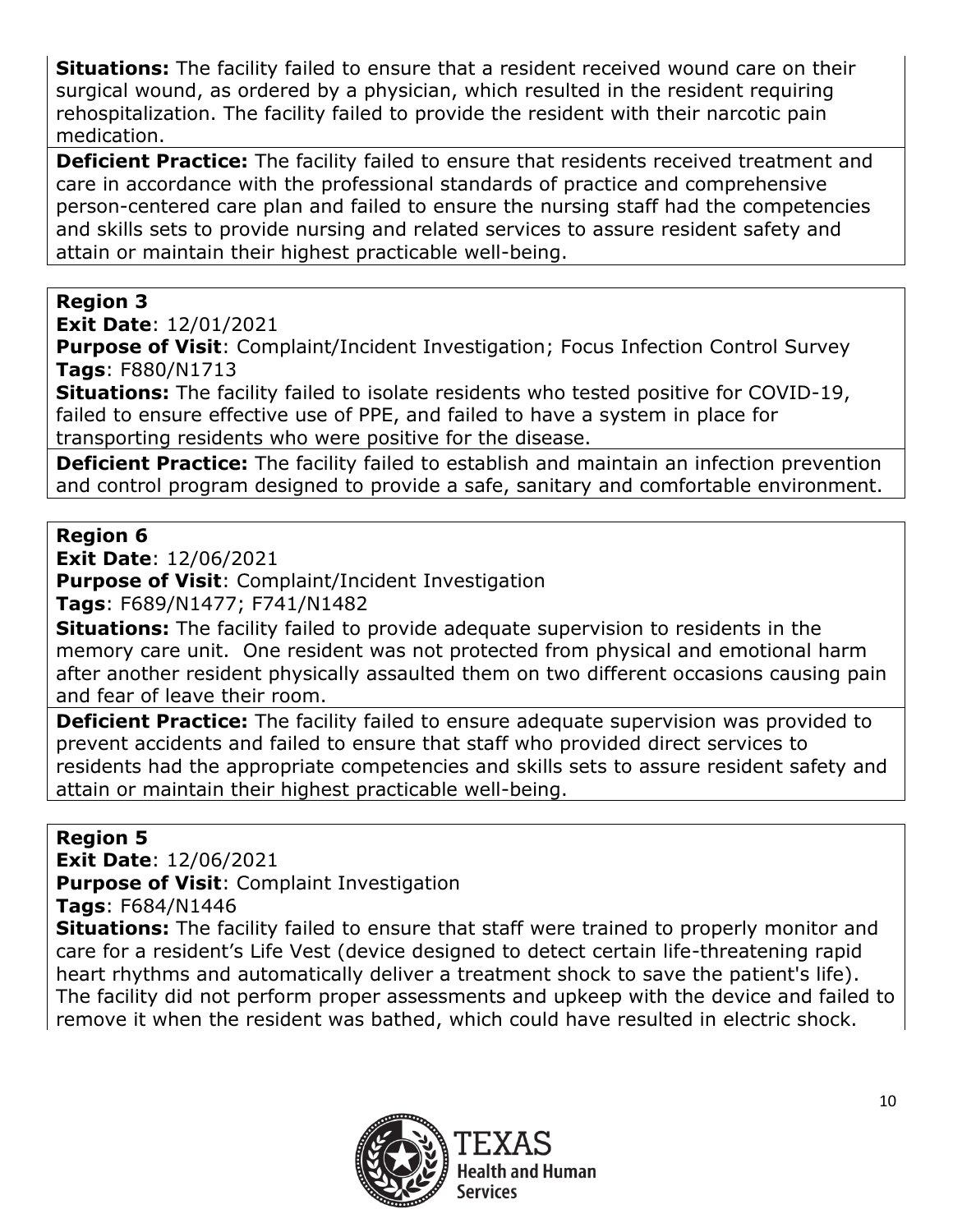**Situations:** The facility failed to ensure that a resident received wound care on their surgical wound, as ordered by a physician, which resulted in the resident requiring rehospitalization. The facility failed to provide the resident with their narcotic pain medication.

**Deficient Practice:** The facility failed to ensure that residents received treatment and care in accordance with the professional standards of practice and comprehensive person-centered care plan and failed to ensure the nursing staff had the competencies and skills sets to provide nursing and related services to assure resident safety and attain or maintain their highest practicable well-being.

**Region 3**

**Exit Date**: 12/01/2021

**Purpose of Visit**: Complaint/Incident Investigation; Focus Infection Control Survey

**Tags**: F880/N1713

**Situations:** The facility failed to isolate residents who tested positive for COVID-19, failed to ensure effective use of PPE, and failed to have a system in place for transporting residents who were positive for the disease.

**Deficient Practice:** The facility failed to establish and maintain an infection prevention and control program designed to provide a safe, sanitary and comfortable environment.

**Region 6**

**Exit Date**: 12/06/2021

**Purpose of Visit**: Complaint/Incident Investigation

**Tags**: F689/N1477; F741/N1482

**Situations:** The facility failed to provide adequate supervision to residents in the memory care unit. One resident was not protected from physical and emotional harm after another resident physically assaulted them on two different occasions causing pain and fear of leave their room.

**Deficient Practice:** The facility failed to ensure adequate supervision was provided to prevent accidents and failed to ensure that staff who provided direct services to residents had the appropriate competencies and skills sets to assure resident safety and attain or maintain their highest practicable well-being.

**Region 5**

**Exit Date**: 12/06/2021

**Purpose of Visit**: Complaint Investigation

**Tags**: F684/N1446

**Situations:** The facility failed to ensure that staff were trained to properly monitor and care for a resident's Life Vest (device designed to detect certain life-threatening rapid heart rhythms and automatically deliver a treatment shock to save the patient's life). The facility did not perform proper assessments and upkeep with the device and failed to remove it when the resident was bathed, which could have resulted in electric shock.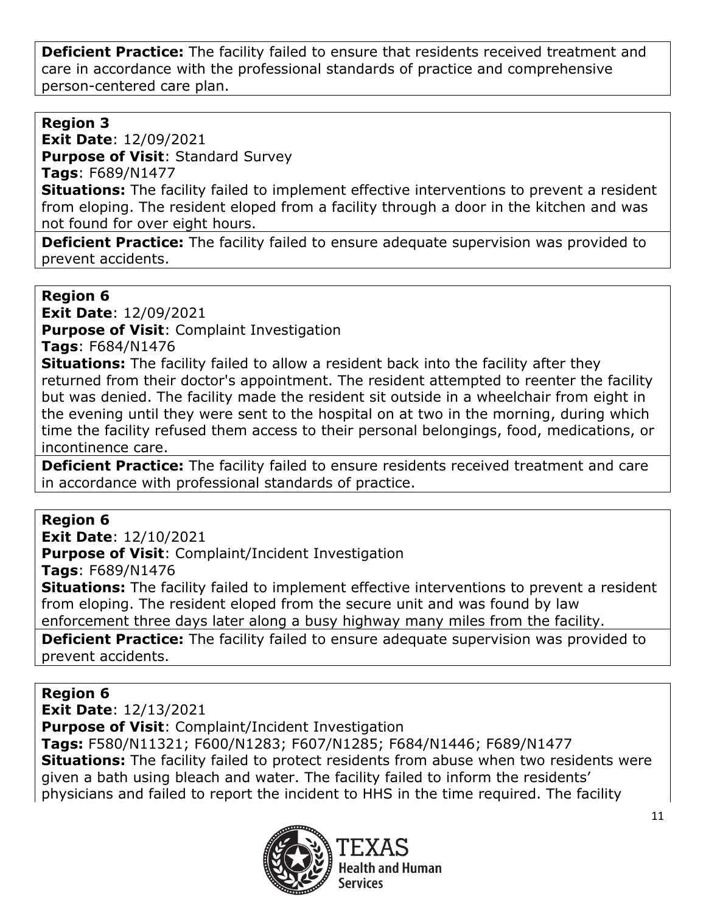**Deficient Practice:** The facility failed to ensure that residents received treatment and care in accordance with the professional standards of practice and comprehensive person-centered care plan.

**Region 3**
**Exit Date**: 12/09/2021
**Purpose of Visit**: Standard Survey
**Tags**: F689/N1477
**Situations:** The facility failed to implement effective interventions to prevent a resident from eloping. The resident eloped from a facility through a door in the kitchen and was not found for over eight hours.
**Deficient Practice:** The facility failed to ensure adequate supervision was provided to prevent accidents.

**Region 6**
**Exit Date**: 12/09/2021
**Purpose of Visit**: Complaint Investigation
**Tags**: F684/N1476
**Situations:** The facility failed to allow a resident back into the facility after they returned from their doctor's appointment. The resident attempted to reenter the facility but was denied. The facility made the resident sit outside in a wheelchair from eight in the evening until they were sent to the hospital on at two in the morning, during which time the facility refused them access to their personal belongings, food, medications, or incontinence care.
**Deficient Practice:** The facility failed to ensure residents received treatment and care in accordance with professional standards of practice.

**Region 6**
**Exit Date**: 12/10/2021
**Purpose of Visit**: Complaint/Incident Investigation
**Tags**: F689/N1476
**Situations:** The facility failed to implement effective interventions to prevent a resident from eloping. The resident eloped from the secure unit and was found by law enforcement three days later along a busy highway many miles from the facility.
**Deficient Practice:** The facility failed to ensure adequate supervision was provided to prevent accidents.

**Region 6**
**Exit Date**: 12/13/2021
**Purpose of Visit**: Complaint/Incident Investigation
**Tags:** F580/N11321; F600/N1283; F607/N1285; F684/N1446; F689/N1477
**Situations:** The facility failed to protect residents from abuse when two residents were given a bath using bleach and water. The facility failed to inform the residents' physicians and failed to report the incident to HHS in the time required. The facility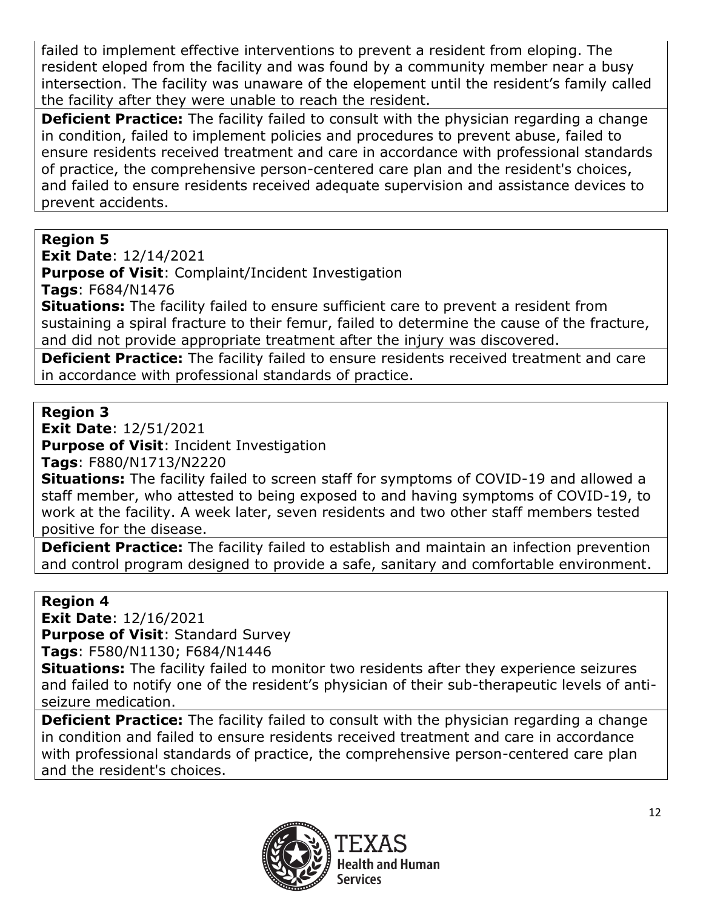failed to implement effective interventions to prevent a resident from eloping. The resident eloped from the facility and was found by a community member near a busy intersection. The facility was unaware of the elopement until the resident's family called the facility after they were unable to reach the resident.

**Deficient Practice:** The facility failed to consult with the physician regarding a change in condition, failed to implement policies and procedures to prevent abuse, failed to ensure residents received treatment and care in accordance with professional standards of practice, the comprehensive person-centered care plan and the resident's choices, and failed to ensure residents received adequate supervision and assistance devices to prevent accidents.

**Region 5**
**Exit Date**: 12/14/2021
**Purpose of Visit**: Complaint/Incident Investigation
**Tags**: F684/N1476
**Situations:** The facility failed to ensure sufficient care to prevent a resident from sustaining a spiral fracture to their femur, failed to determine the cause of the fracture, and did not provide appropriate treatment after the injury was discovered.

**Deficient Practice:** The facility failed to ensure residents received treatment and care in accordance with professional standards of practice.

**Region 3**
**Exit Date**: 12/51/2021
**Purpose of Visit**: Incident Investigation
**Tags**: F880/N1713/N2220
**Situations:** The facility failed to screen staff for symptoms of COVID-19 and allowed a staff member, who attested to being exposed to and having symptoms of COVID-19, to work at the facility. A week later, seven residents and two other staff members tested positive for the disease.

**Deficient Practice:** The facility failed to establish and maintain an infection prevention and control program designed to provide a safe, sanitary and comfortable environment.

**Region 4**
**Exit Date**: 12/16/2021
**Purpose of Visit**: Standard Survey
**Tags**: F580/N1130; F684/N1446
**Situations:** The facility failed to monitor two residents after they experience seizures and failed to notify one of the resident's physician of their sub-therapeutic levels of anti-seizure medication.

**Deficient Practice:** The facility failed to consult with the physician regarding a change in condition and failed to ensure residents received treatment and care in accordance with professional standards of practice, the comprehensive person-centered care plan and the resident's choices.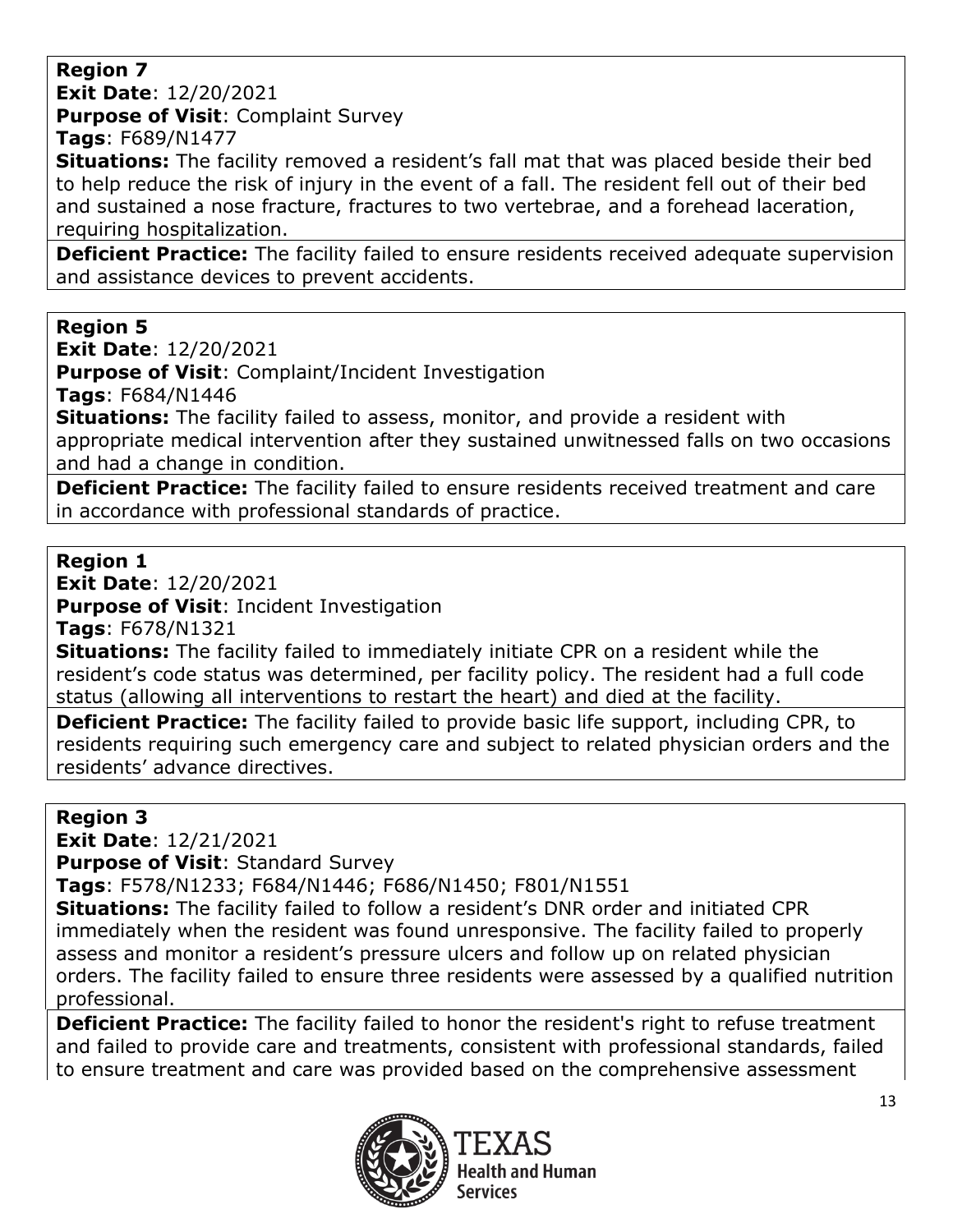**Region 7**
**Exit Date**: 12/20/2021
**Purpose of Visit**: Complaint Survey
**Tags**: F689/N1477
**Situations:** The facility removed a resident's fall mat that was placed beside their bed to help reduce the risk of injury in the event of a fall. The resident fell out of their bed and sustained a nose fracture, fractures to two vertebrae, and a forehead laceration, requiring hospitalization.
**Deficient Practice:** The facility failed to ensure residents received adequate supervision and assistance devices to prevent accidents.

**Region 5**
**Exit Date**: 12/20/2021
**Purpose of Visit**: Complaint/Incident Investigation
**Tags**: F684/N1446
**Situations:** The facility failed to assess, monitor, and provide a resident with appropriate medical intervention after they sustained unwitnessed falls on two occasions and had a change in condition.
**Deficient Practice:** The facility failed to ensure residents received treatment and care in accordance with professional standards of practice.

**Region 1**
**Exit Date**: 12/20/2021
**Purpose of Visit**: Incident Investigation
**Tags**: F678/N1321
**Situations:** The facility failed to immediately initiate CPR on a resident while the resident's code status was determined, per facility policy. The resident had a full code status (allowing all interventions to restart the heart) and died at the facility.
**Deficient Practice:** The facility failed to provide basic life support, including CPR, to residents requiring such emergency care and subject to related physician orders and the residents' advance directives.

**Region 3**
**Exit Date**: 12/21/2021
**Purpose of Visit**: Standard Survey
**Tags**: F578/N1233; F684/N1446; F686/N1450; F801/N1551
**Situations:** The facility failed to follow a resident's DNR order and initiated CPR immediately when the resident was found unresponsive. The facility failed to properly assess and monitor a resident's pressure ulcers and follow up on related physician orders. The facility failed to ensure three residents were assessed by a qualified nutrition professional.
**Deficient Practice:** The facility failed to honor the resident's right to refuse treatment and failed to provide care and treatments, consistent with professional standards, failed to ensure treatment and care was provided based on the comprehensive assessment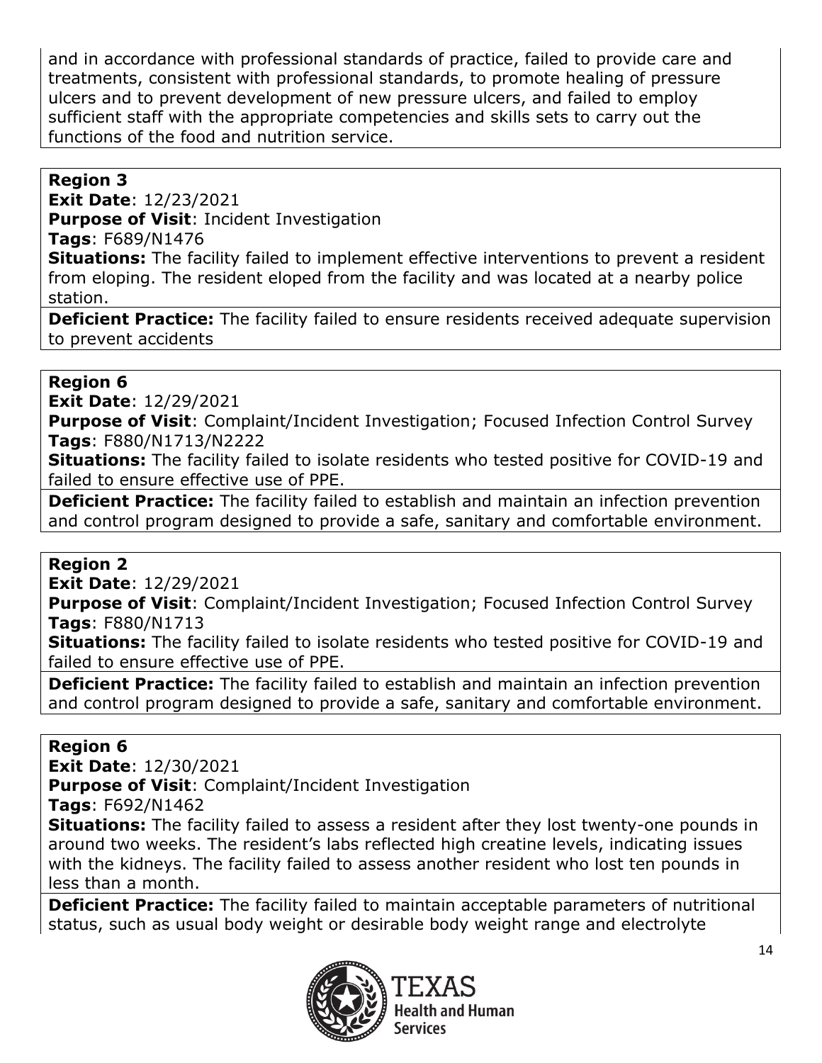and in accordance with professional standards of practice, failed to provide care and treatments, consistent with professional standards, to promote healing of pressure ulcers and to prevent development of new pressure ulcers, and failed to employ sufficient staff with the appropriate competencies and skills sets to carry out the functions of the food and nutrition service.

**Region 3**
**Exit Date**: 12/23/2021
**Purpose of Visit**: Incident Investigation
**Tags**: F689/N1476
**Situations:** The facility failed to implement effective interventions to prevent a resident from eloping. The resident eloped from the facility and was located at a nearby police station.

**Deficient Practice:** The facility failed to ensure residents received adequate supervision to prevent accidents

**Region 6**
**Exit Date**: 12/29/2021
**Purpose of Visit**: Complaint/Incident Investigation; Focused Infection Control Survey
**Tags**: F880/N1713/N2222
**Situations:** The facility failed to isolate residents who tested positive for COVID-19 and failed to ensure effective use of PPE.

**Deficient Practice:** The facility failed to establish and maintain an infection prevention and control program designed to provide a safe, sanitary and comfortable environment.

**Region 2**
**Exit Date**: 12/29/2021
**Purpose of Visit**: Complaint/Incident Investigation; Focused Infection Control Survey
**Tags**: F880/N1713
**Situations:** The facility failed to isolate residents who tested positive for COVID-19 and failed to ensure effective use of PPE.

**Deficient Practice:** The facility failed to establish and maintain an infection prevention and control program designed to provide a safe, sanitary and comfortable environment.

**Region 6**
**Exit Date**: 12/30/2021
**Purpose of Visit**: Complaint/Incident Investigation
**Tags**: F692/N1462
**Situations:** The facility failed to assess a resident after they lost twenty-one pounds in around two weeks. The resident's labs reflected high creatine levels, indicating issues with the kidneys. The facility failed to assess another resident who lost ten pounds in less than a month.

**Deficient Practice:** The facility failed to maintain acceptable parameters of nutritional status, such as usual body weight or desirable body weight range and electrolyte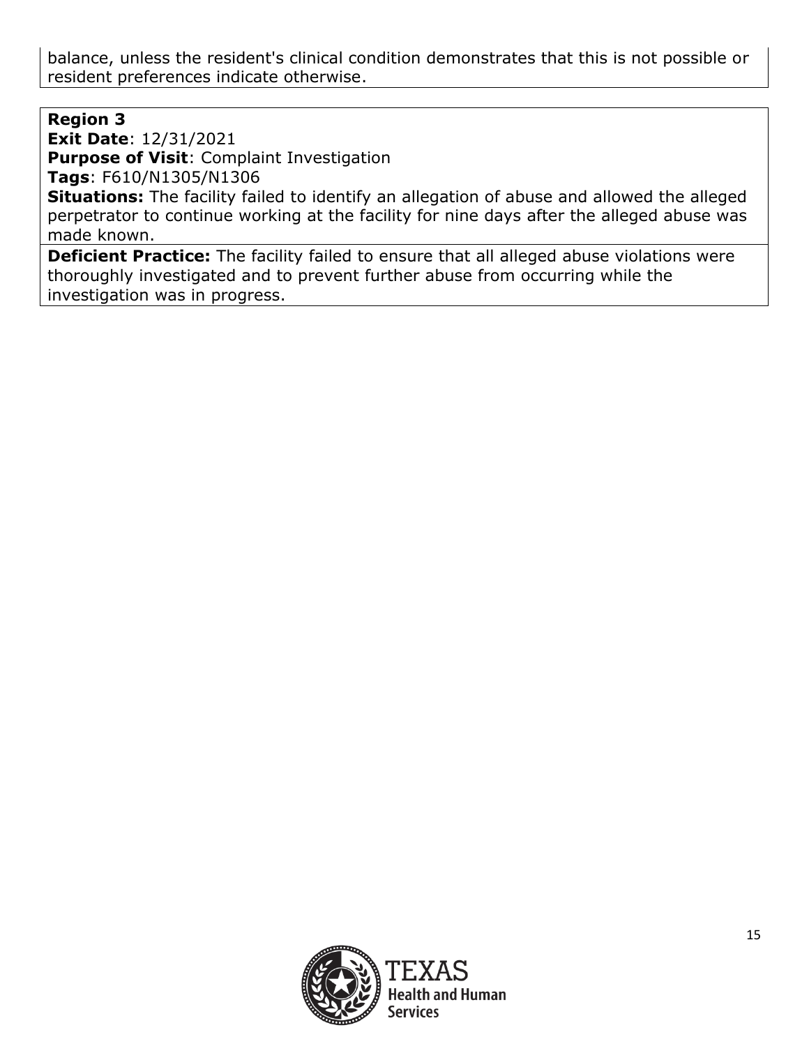balance, unless the resident's clinical condition demonstrates that this is not possible or resident preferences indicate otherwise.

**Region 3**
**Exit Date**: 12/31/2021
**Purpose of Visit**: Complaint Investigation
**Tags**: F610/N1305/N1306
**Situations:** The facility failed to identify an allegation of abuse and allowed the alleged perpetrator to continue working at the facility for nine days after the alleged abuse was made known.

**Deficient Practice:** The facility failed to ensure that all alleged abuse violations were thoroughly investigated and to prevent further abuse from occurring while the investigation was in progress.